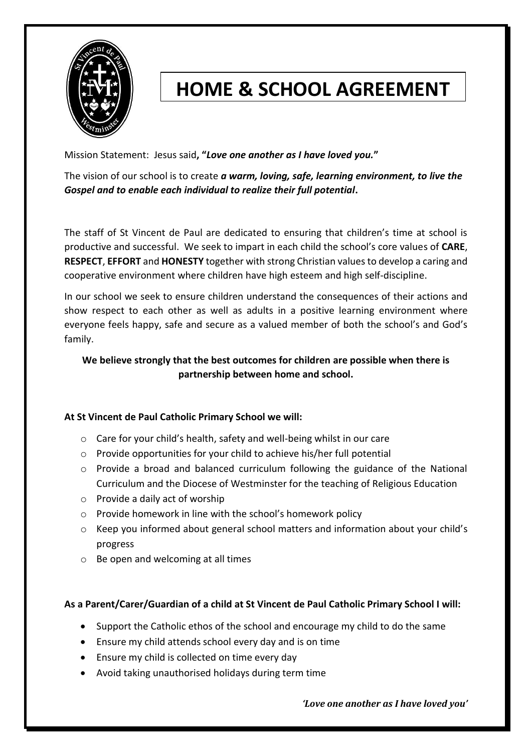# HOME & SCHOOL AGREEMENT

Mission Statement: Jesus said, "***Love one another as I have loved you.***"

The vision of our school is to create ***a warm, loving, safe, learning environment, to live the Gospel and to enable each individual to realize their full potential***.

The staff of St Vincent de Paul are dedicated to ensuring that children's time at school is productive and successful. We seek to impart in each child the school's core values of **CARE**, **RESPECT**, **EFFORT** and **HONESTY** together with strong Christian values to develop a caring and cooperative environment where children have high esteem and high self-discipline.

In our school we seek to ensure children understand the consequences of their actions and show respect to each other as well as adults in a positive learning environment where everyone feels happy, safe and secure as a valued member of both the school's and God's family.

**We believe strongly that the best outcomes for children are possible when there is partnership between home and school.**

**At St Vincent de Paul Catholic Primary School we will:**

- Care for your child's health, safety and well-being whilst in our care
- Provide opportunities for your child to achieve his/her full potential
- Provide a broad and balanced curriculum following the guidance of the National Curriculum and the Diocese of Westminster for the teaching of Religious Education
- Provide a daily act of worship
- Provide homework in line with the school's homework policy
- Keep you informed about general school matters and information about your child's progress
- Be open and welcoming at all times

**As a Parent/Carer/Guardian of a child at St Vincent de Paul Catholic Primary School I will:**

- Support the Catholic ethos of the school and encourage my child to do the same
- Ensure my child attends school every day and is on time
- Ensure my child is collected on time every day
- Avoid taking unauthorised holidays during term time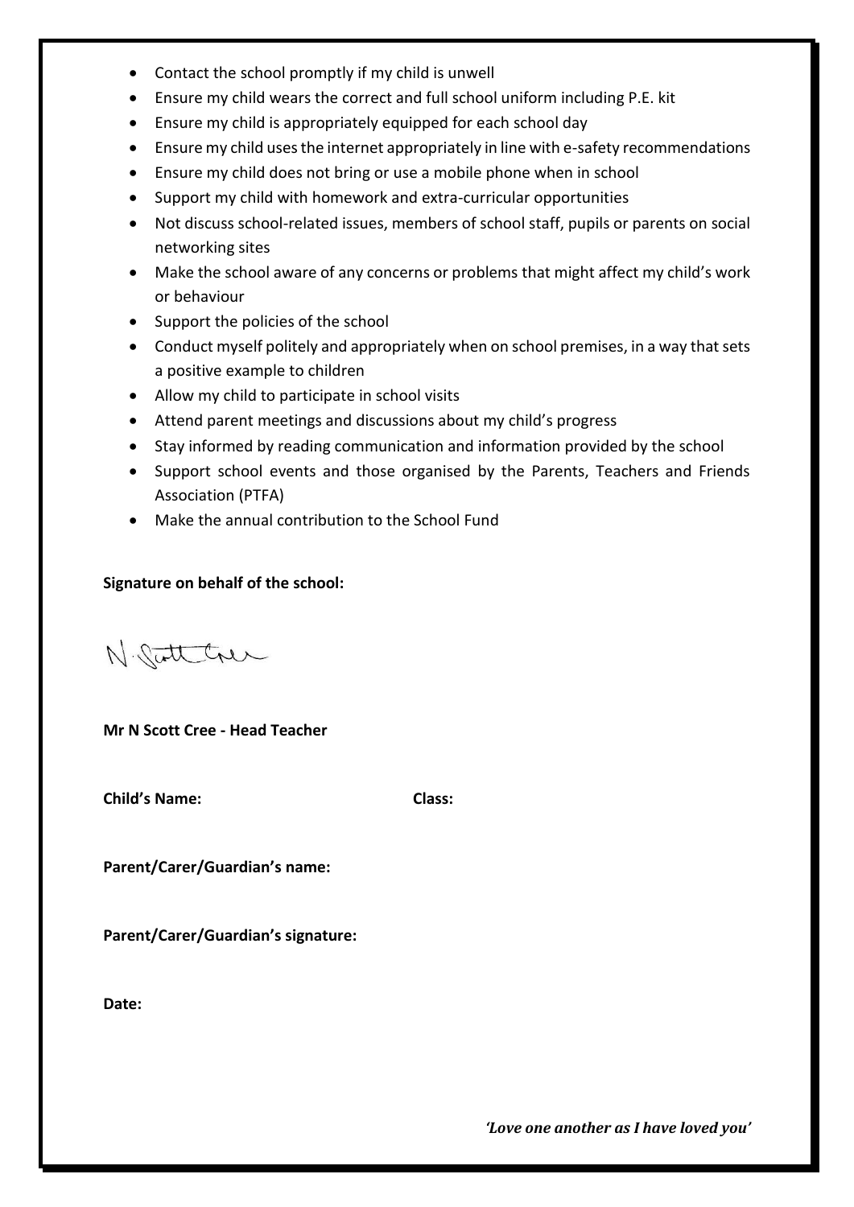- Contact the school promptly if my child is unwell
- Ensure my child wears the correct and full school uniform including P.E. kit
- Ensure my child is appropriately equipped for each school day
- Ensure my child uses the internet appropriately in line with e-safety recommendations
- Ensure my child does not bring or use a mobile phone when in school
- Support my child with homework and extra-curricular opportunities
- Not discuss school-related issues, members of school staff, pupils or parents on social networking sites
- Make the school aware of any concerns or problems that might affect my child's work or behaviour
- Support the policies of the school
- Conduct myself politely and appropriately when on school premises, in a way that sets a positive example to children
- Allow my child to participate in school visits
- Attend parent meetings and discussions about my child's progress
- Stay informed by reading communication and information provided by the school
- Support school events and those organised by the Parents, Teachers and Friends Association (PTFA)
- Make the annual contribution to the School Fund

**Signature on behalf of the school:**

N. Scott Cree

**Mr N Scott Cree - Head Teacher**

**Child's Name:** **Class:**

**Parent/Carer/Guardian's name:**

**Parent/Carer/Guardian's signature:**

**Date:**

***'Love one another as I have loved you'***